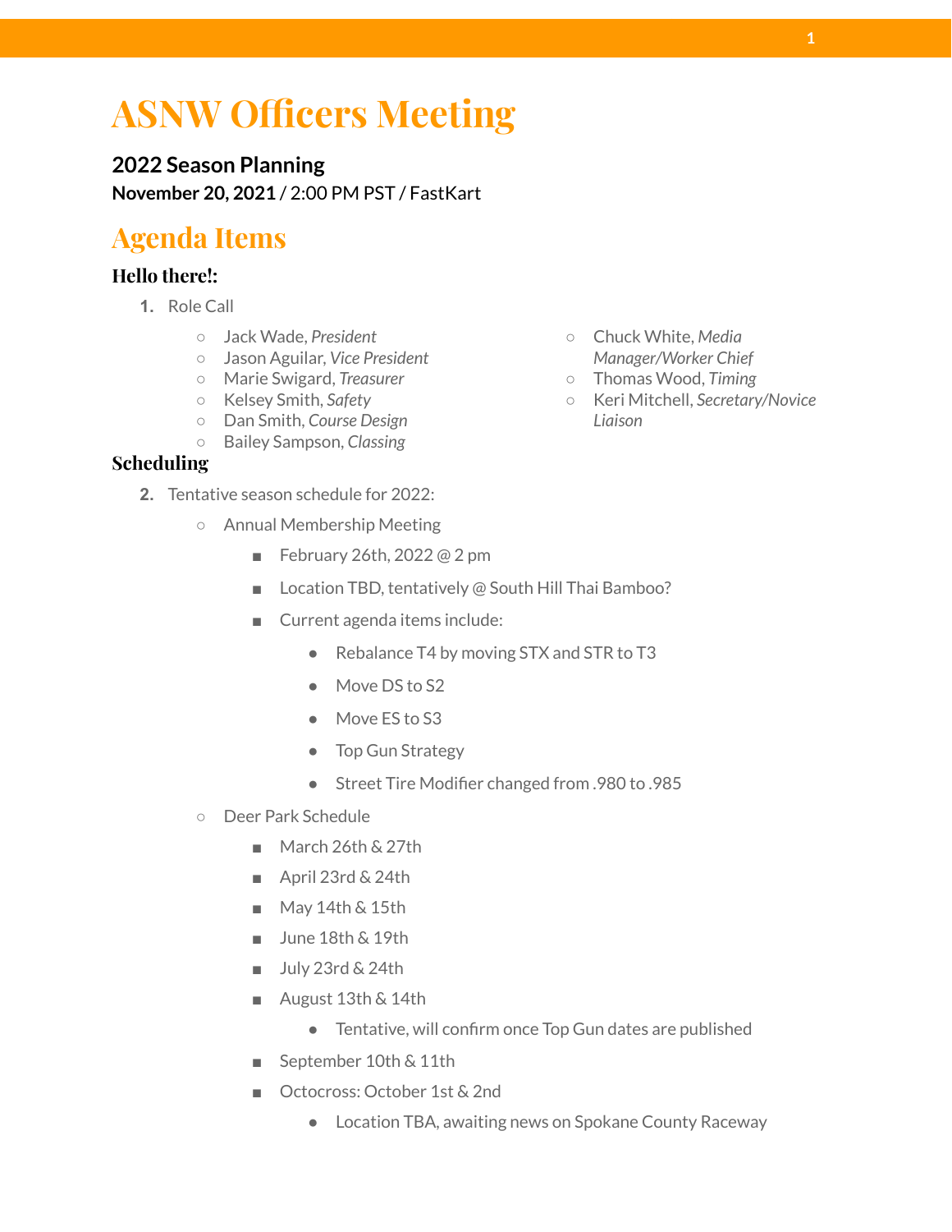# ASNW Officers Meeting

**2022 Season Planning**

**November 20, 2021** / 2:00 PM PST / FastKart

## Agenda Items

### Hello there!:

1. Role Call
   - Jack Wade, *President*
   - Jason Aguilar, *Vice President*
   - Marie Swigard, *Treasurer*
   - Kelsey Smith, *Safety*
   - Dan Smith, *Course Design*
   - Bailey Sampson, *Classing*
   - Chuck White, *Media Manager/Worker Chief*
   - Thomas Wood, *Timing*
   - Keri Mitchell, *Secretary/Novice Liaison*

### Scheduling

2. Tentative season schedule for 2022:
   - Annual Membership Meeting
     - February 26th, 2022 @ 2 pm
     - Location TBD, tentatively @ South Hill Thai Bamboo?
     - Current agenda items include:
       - Rebalance T4 by moving STX and STR to T3
       - Move DS to S2
       - Move ES to S3
       - Top Gun Strategy
       - Street Tire Modifier changed from .980 to .985
   - Deer Park Schedule
     - March 26th & 27th
     - April 23rd & 24th
     - May 14th & 15th
     - June 18th & 19th
     - July 23rd & 24th
     - August 13th & 14th
       - Tentative, will confirm once Top Gun dates are published
     - September 10th & 11th
     - Octocross: October 1st & 2nd
       - Location TBA, awaiting news on Spokane County Raceway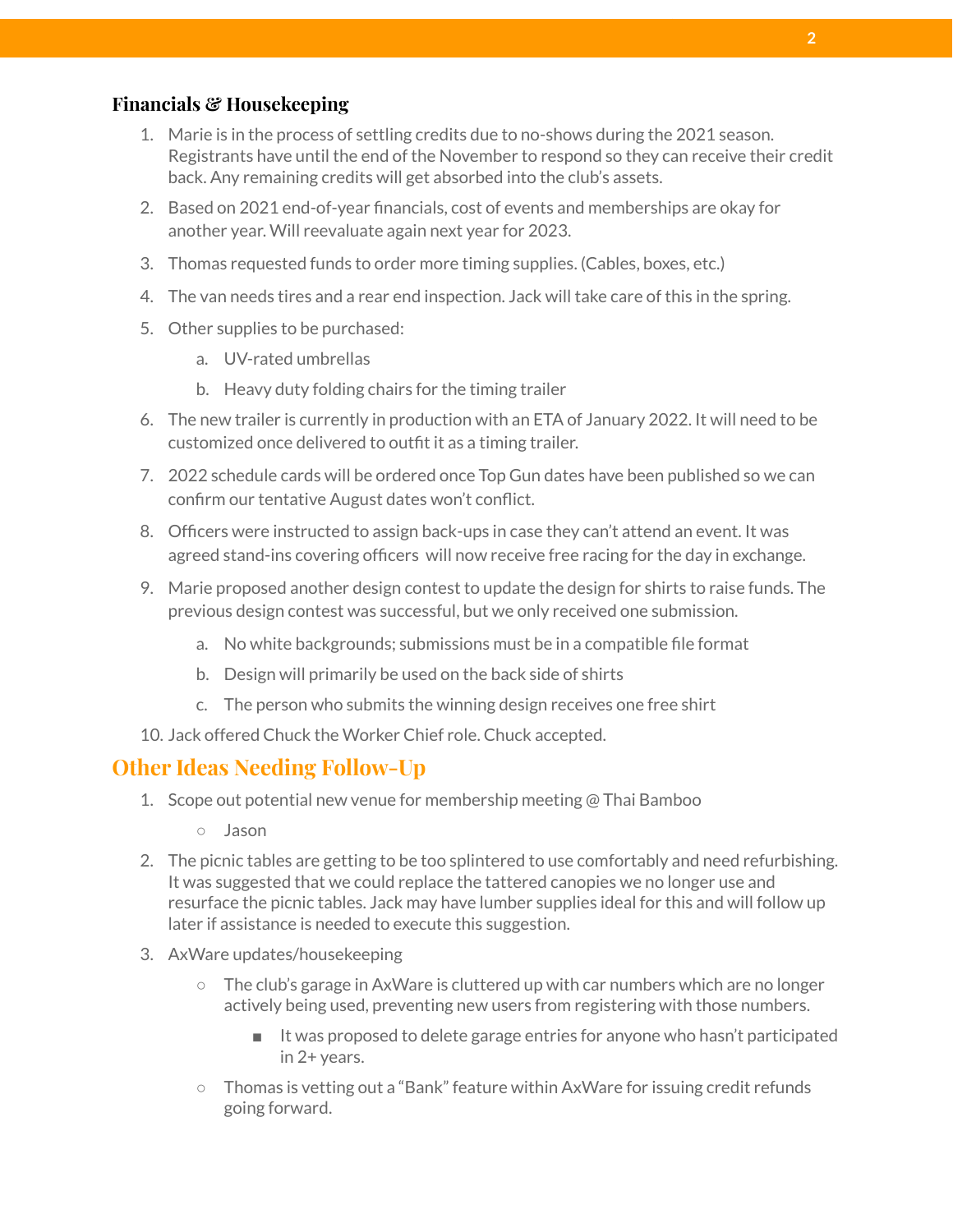### Financials & Housekeeping

1. Marie is in the process of settling credits due to no-shows during the 2021 season. Registrants have until the end of the November to respond so they can receive their credit back. Any remaining credits will get absorbed into the club's assets.
2. Based on 2021 end-of-year financials, cost of events and memberships are okay for another year. Will reevaluate again next year for 2023.
3. Thomas requested funds to order more timing supplies. (Cables, boxes, etc.)
4. The van needs tires and a rear end inspection. Jack will take care of this in the spring.
5. Other supplies to be purchased:
    a. UV-rated umbrellas
    b. Heavy duty folding chairs for the timing trailer
6. The new trailer is currently in production with an ETA of January 2022. It will need to be customized once delivered to outfit it as a timing trailer.
7. 2022 schedule cards will be ordered once Top Gun dates have been published so we can confirm our tentative August dates won't conflict.
8. Officers were instructed to assign back-ups in case they can't attend an event. It was agreed stand-ins covering officers will now receive free racing for the day in exchange.
9. Marie proposed another design contest to update the design for shirts to raise funds. The previous design contest was successful, but we only received one submission.
    a. No white backgrounds; submissions must be in a compatible file format
    b. Design will primarily be used on the back side of shirts
    c. The person who submits the winning design receives one free shirt
10. Jack offered Chuck the Worker Chief role. Chuck accepted.

## Other Ideas Needing Follow-Up

1. Scope out potential new venue for membership meeting @ Thai Bamboo
    - Jason
2. The picnic tables are getting to be too splintered to use comfortably and need refurbishing. It was suggested that we could replace the tattered canopies we no longer use and resurface the picnic tables. Jack may have lumber supplies ideal for this and will follow up later if assistance is needed to execute this suggestion.
3. AxWare updates/housekeeping
    - The club's garage in AxWare is cluttered up with car numbers which are no longer actively being used, preventing new users from registering with those numbers.
        - It was proposed to delete garage entries for anyone who hasn't participated in 2+ years.
    - Thomas is vetting out a "Bank" feature within AxWare for issuing credit refunds going forward.